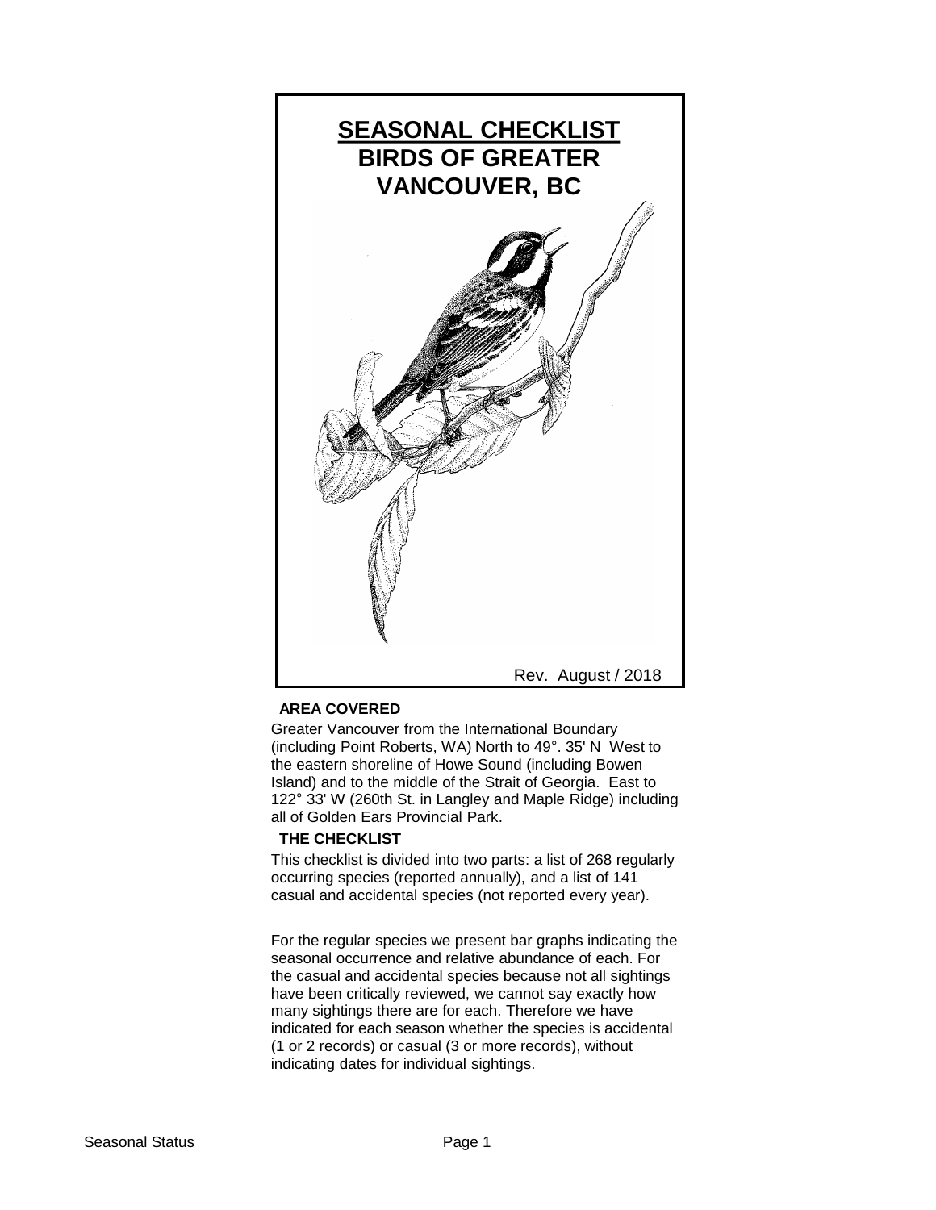# SEASONAL CHECKLIST
## BIRDS OF GREATER VANCOUVER, BC

Rev. August / 2018

### AREA COVERED

Greater Vancouver from the International Boundary (including Point Roberts, WA) North to 49°. 35' N West to the eastern shoreline of Howe Sound (including Bowen Island) and to the middle of the Strait of Georgia. East to 122° 33' W (260th St. in Langley and Maple Ridge) including all of Golden Ears Provincial Park.

### THE CHECKLIST

This checklist is divided into two parts: a list of 268 regularly occurring species (reported annually), and a list of 141 casual and accidental species (not reported every year).

For the regular species we present bar graphs indicating the seasonal occurrence and relative abundance of each. For the casual and accidental species because not all sightings have been critically reviewed, we cannot say exactly how many sightings there are for each. Therefore we have indicated for each season whether the species is accidental (1 or 2 records) or casual (3 or more records), without indicating dates for individual sightings.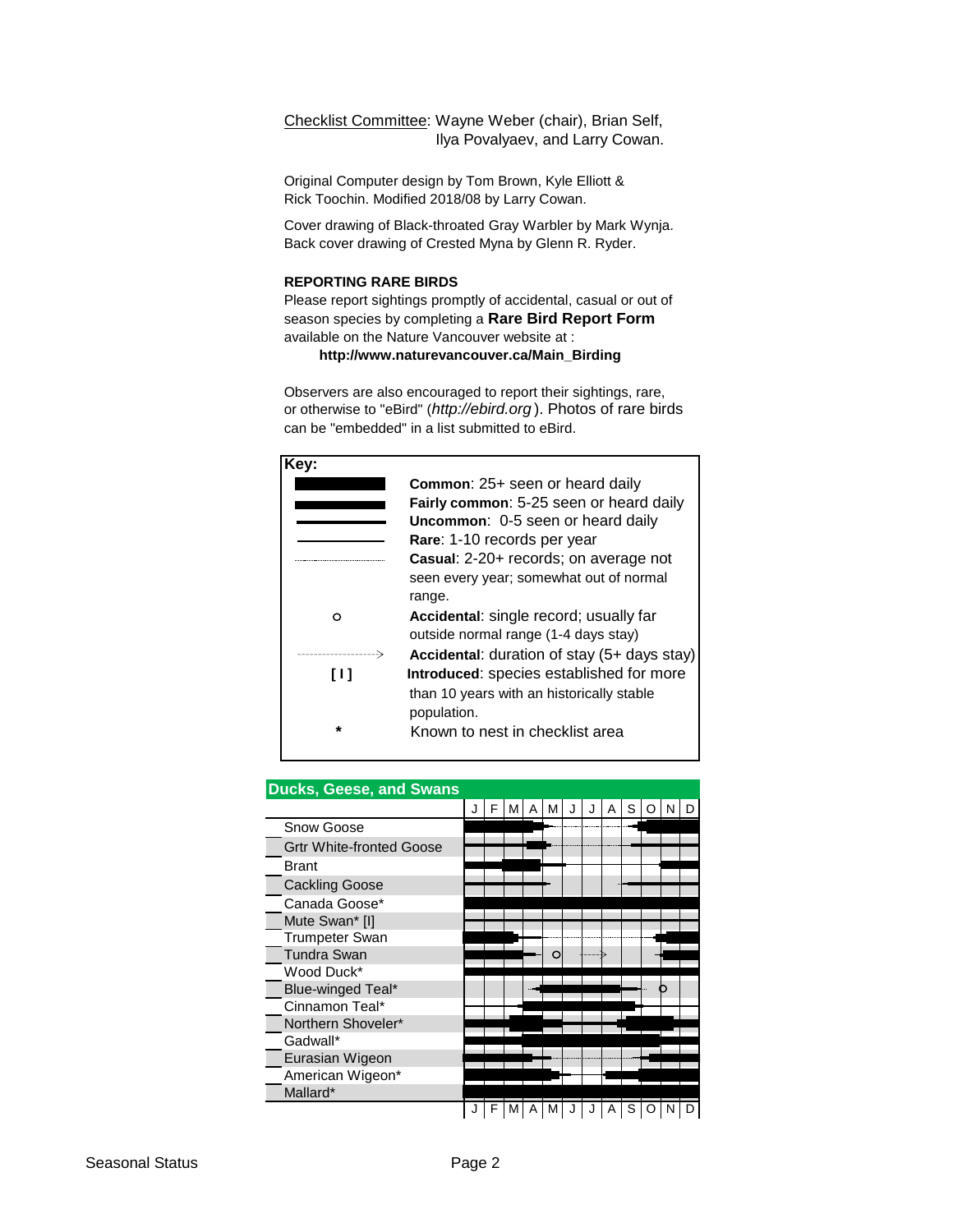<u>Checklist Committee</u>: Wayne Weber (chair), Brian Self, Ilya Povalyaev, and Larry Cowan.

Original Computer design by Tom Brown, Kyle Elliott & Rick Toochin. Modified 2018/08 by Larry Cowan.

Cover drawing of Black-throated Gray Warbler by Mark Wynja. Back cover drawing of Crested Myna by Glenn R. Ryder.

**REPORTING RARE BIRDS**

Please report sightings promptly of accidental, casual or out of season species by completing a **Rare Bird Report Form** available on the Nature Vancouver website at :

**http://www.naturevancouver.ca/Main_Birding**

Observers are also encouraged to report their sightings, rare, or otherwise to "eBird" (*http://ebird.org*). Photos of rare birds can be "embedded" in a list submitted to eBird.

**Key:**

| Symbol | Meaning |
|---|---|
| Thickest bar | **Common**: 25+ seen or heard daily |
| Thick bar | **Fairly common**: 5-25 seen or heard daily |
| Medium bar | **Uncommon**: 0-5 seen or heard daily |
| Thin line | **Rare**: 1-10 records per year |
| Dotted line | **Casual**: 2-20+ records; on average not seen every year; somewhat out of normal range. |
| o | **Accidental**: single record; usually far outside normal range (1-4 days stay) |
| Dashed arrow | **Accidental**: duration of stay (5+ days stay) |
| [ I ] | **Introduced**: species established for more than 10 years with an historically stable population. |
| * | Known to nest in checklist area |

## Ducks, Geese, and Swans

| Species | J | F | M | A | M | J | J | A | S | O | N | D |
|---|---|---|---|---|---|---|---|---|---|---|---|---|
| Snow Goose | | | | | | | | | | | | |
| Grtr White-fronted Goose | | | | | | | | | | | | |
| Brant | | | | | | | | | | | | |
| Cackling Goose | | | | | | | | | | | | |
| Canada Goose* | | | | | | | | | | | | |
| Mute Swan* [I] | | | | | | | | | | | | |
| Trumpeter Swan | | | | | | | | | | | | |
| Tundra Swan | | | | | o | | | | | | | |
| Wood Duck* | | | | | | | | | | | | |
| Blue-winged Teal* | | | | | | | | | | o | | |
| Cinnamon Teal* | | | | | | | | | | | | |
| Northern Shoveler* | | | | | | | | | | | | |
| Gadwall* | | | | | | | | | | | | |
| Eurasian Wigeon | | | | | | | | | | | | |
| American Wigeon* | | | | | | | | | | | | |
| Mallard* | | | | | | | | | | | | |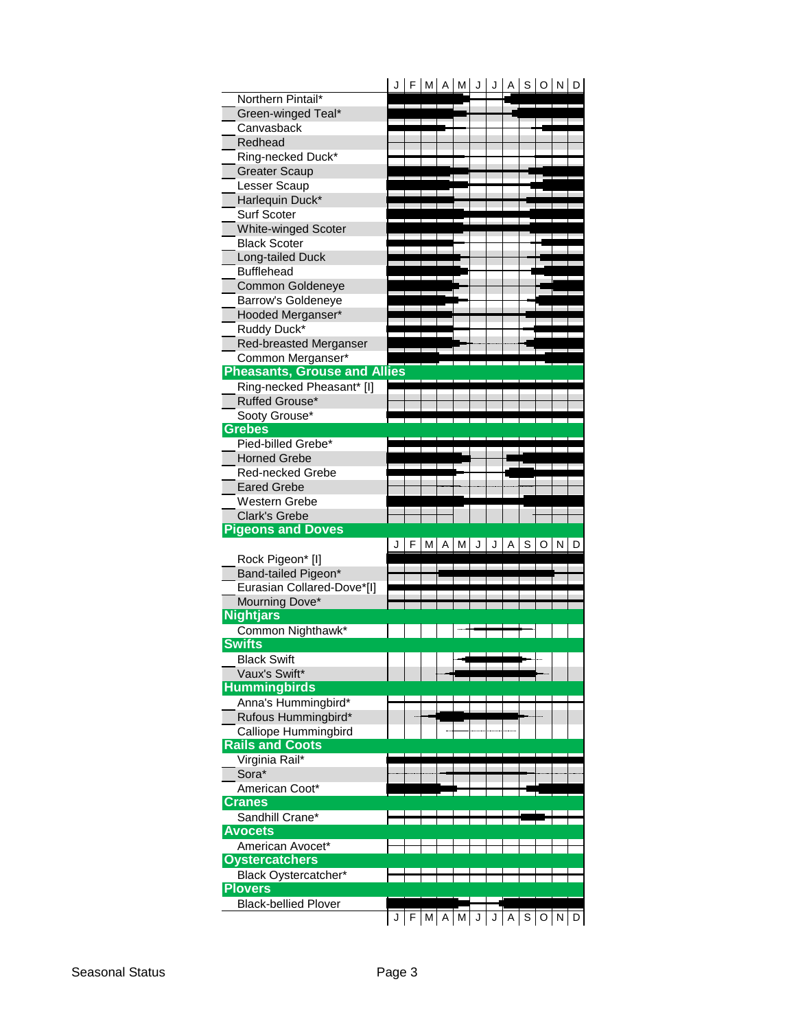| | J | F | M | A | M | J | J | A | S | O | N | D |
|---|---|---|---|---|---|---|---|---|---|---|---|---|
| Northern Pintail* | | | | | | | | | | | | |
| Green-winged Teal* | | | | | | | | | | | | |
| Canvasback | | | | | | | | | | | | |
| Redhead | | | | | | | | | | | | |
| Ring-necked Duck* | | | | | | | | | | | | |
| Greater Scaup | | | | | | | | | | | | |
| Lesser Scaup | | | | | | | | | | | | |
| Harlequin Duck* | | | | | | | | | | | | |
| Surf Scoter | | | | | | | | | | | | |
| White-winged Scoter | | | | | | | | | | | | |
| Black Scoter | | | | | | | | | | | | |
| Long-tailed Duck | | | | | | | | | | | | |
| Bufflehead | | | | | | | | | | | | |
| Common Goldeneye | | | | | | | | | | | | |
| Barrow's Goldeneye | | | | | | | | | | | | |
| Hooded Merganser* | | | | | | | | | | | | |
| Ruddy Duck* | | | | | | | | | | | | |
| Red-breasted Merganser | | | | | | | | | | | | |
| Common Merganser* | | | | | | | | | | | | |
| **Pheasants, Grouse and Allies** | | | | | | | | | | | | |
| Ring-necked Pheasant* [I] | | | | | | | | | | | | |
| Ruffed Grouse* | | | | | | | | | | | | |
| Sooty Grouse* | | | | | | | | | | | | |
| **Grebes** | | | | | | | | | | | | |
| Pied-billed Grebe* | | | | | | | | | | | | |
| Horned Grebe | | | | | | | | | | | | |
| Red-necked Grebe | | | | | | | | | | | | |
| Eared Grebe | | | | | | | | | | | | |
| Western Grebe | | | | | | | | | | | | |
| Clark's Grebe | | | | | | | | | | | | |
| **Pigeons and Doves** | | | | | | | | | | | | |
| Rock Pigeon* [I] | | | | | | | | | | | | |
| Band-tailed Pigeon* | | | | | | | | | | | | |
| Eurasian Collared-Dove*[I] | | | | | | | | | | | | |
| Mourning Dove* | | | | | | | | | | | | |
| **Nightjars** | | | | | | | | | | | | |
| Common Nighthawk* | | | | | | | | | | | | |
| **Swifts** | | | | | | | | | | | | |
| Black Swift | | | | | | | | | | | | |
| Vaux's Swift* | | | | | | | | | | | | |
| **Hummingbirds** | | | | | | | | | | | | |
| Anna's Hummingbird* | | | | | | | | | | | | |
| Rufous Hummingbird* | | | | | | | | | | | | |
| Calliope Hummingbird | | | | | | | | | | | | |
| **Rails and Coots** | | | | | | | | | | | | |
| Virginia Rail* | | | | | | | | | | | | |
| Sora* | | | | | | | | | | | | |
| American Coot* | | | | | | | | | | | | |
| **Cranes** | | | | | | | | | | | | |
| Sandhill Crane* | | | | | | | | | | | | |
| **Avocets** | | | | | | | | | | | | |
| American Avocet* | | | | | | | | | | | | |
| **Oystercatchers** | | | | | | | | | | | | |
| Black Oystercatcher* | | | | | | | | | | | | |
| **Plovers** | | | | | | | | | | | | |
| Black-bellied Plover | | | | | | | | | | | | |

Seasonal Status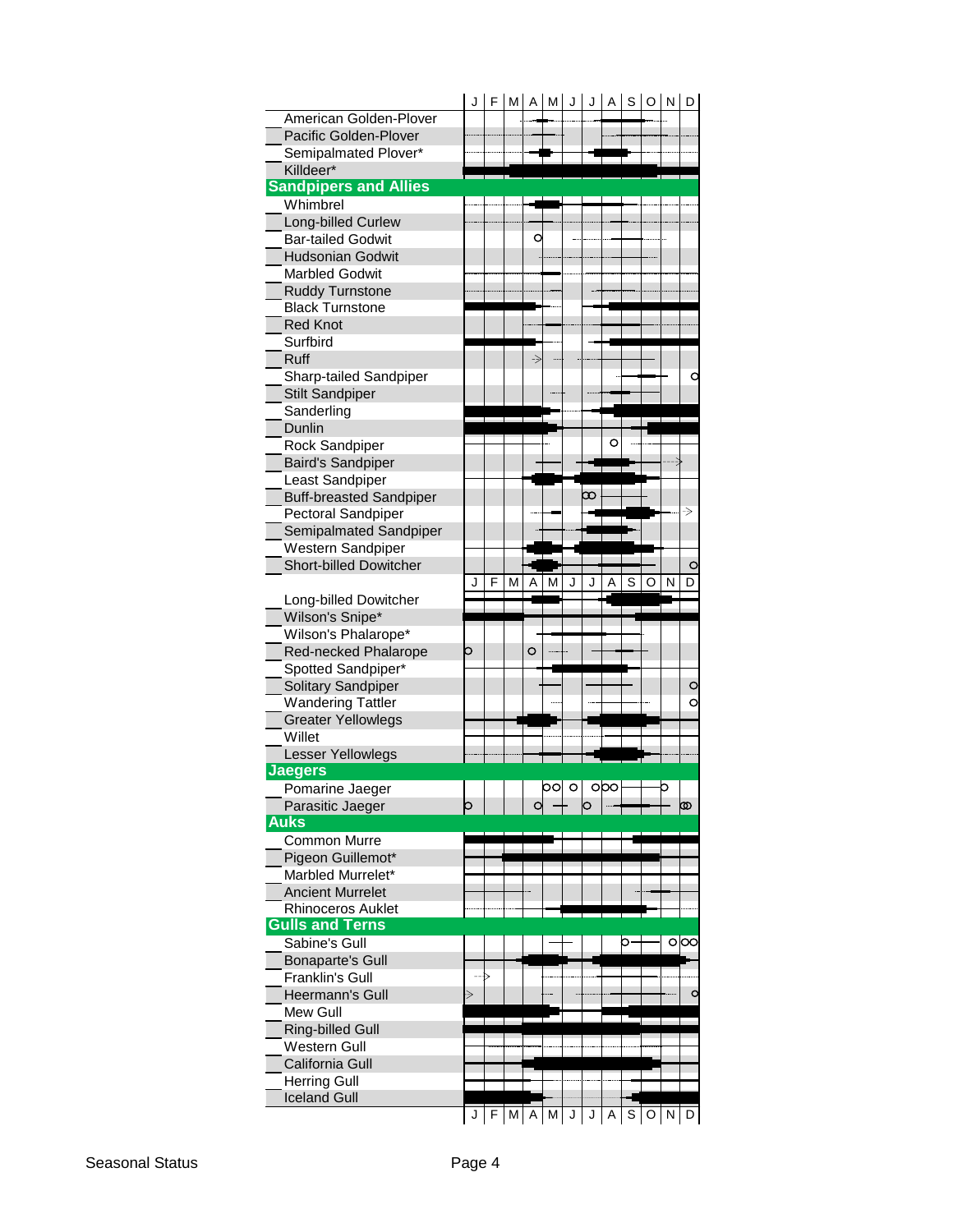| | J | F | M | A | M | J | J | A | S | O | N | D |
|---|---|---|---|---|---|---|---|---|---|---|---|---|
| American Golden-Plover | | | | | | | | | | | | |
| Pacific Golden-Plover | | | | | | | | | | | | |
| Semipalmated Plover* | | | | | | | | | | | | |
| Killdeer* | | | | | | | | | | | | |
| **Sandpipers and Allies** | | | | | | | | | | | | |
| Whimbrel | | | | | | | | | | | | |
| Long-billed Curlew | | | | | | | | | | | | |
| Bar-tailed Godwit | | | | | | | | | | | | |
| Hudsonian Godwit | | | | | | | | | | | | |
| Marbled Godwit | | | | | | | | | | | | |
| Ruddy Turnstone | | | | | | | | | | | | |
| Black Turnstone | | | | | | | | | | | | |
| Red Knot | | | | | | | | | | | | |
| Surfbird | | | | | | | | | | | | |
| Ruff | | | | | | | | | | | | |
| Sharp-tailed Sandpiper | | | | | | | | | | | | |
| Stilt Sandpiper | | | | | | | | | | | | |
| Sanderling | | | | | | | | | | | | |
| Dunlin | | | | | | | | | | | | |
| Rock Sandpiper | | | | | | | | | | | | |
| Baird's Sandpiper | | | | | | | | | | | | |
| Least Sandpiper | | | | | | | | | | | | |
| Buff-breasted Sandpiper | | | | | | | | | | | | |
| Pectoral Sandpiper | | | | | | | | | | | | |
| Semipalmated Sandpiper | | | | | | | | | | | | |
| Western Sandpiper | | | | | | | | | | | | |
| Short-billed Dowitcher | | | | | | | | | | | | |
| Long-billed Dowitcher | | | | | | | | | | | | |
| Wilson's Snipe* | | | | | | | | | | | | |
| Wilson's Phalarope* | | | | | | | | | | | | |
| Red-necked Phalarope | | | | | | | | | | | | |
| Spotted Sandpiper* | | | | | | | | | | | | |
| Solitary Sandpiper | | | | | | | | | | | | |
| Wandering Tattler | | | | | | | | | | | | |
| Greater Yellowlegs | | | | | | | | | | | | |
| Willet | | | | | | | | | | | | |
| Lesser Yellowlegs | | | | | | | | | | | | |
| **Jaegers** | | | | | | | | | | | | |
| Pomarine Jaeger | | | | | | | | | | | | |
| Parasitic Jaeger | | | | | | | | | | | | |
| **Auks** | | | | | | | | | | | | |
| Common Murre | | | | | | | | | | | | |
| Pigeon Guillemot* | | | | | | | | | | | | |
| Marbled Murrelet* | | | | | | | | | | | | |
| Ancient Murrelet | | | | | | | | | | | | |
| Rhinoceros Auklet | | | | | | | | | | | | |
| **Gulls and Terns** | | | | | | | | | | | | |
| Sabine's Gull | | | | | | | | | | | | |
| Bonaparte's Gull | | | | | | | | | | | | |
| Franklin's Gull | | | | | | | | | | | | |
| Heermann's Gull | | | | | | | | | | | | |
| Mew Gull | | | | | | | | | | | | |
| Ring-billed Gull | | | | | | | | | | | | |
| Western Gull | | | | | | | | | | | | |
| California Gull | | | | | | | | | | | | |
| Herring Gull | | | | | | | | | | | | |
| Iceland Gull | | | | | | | | | | | | |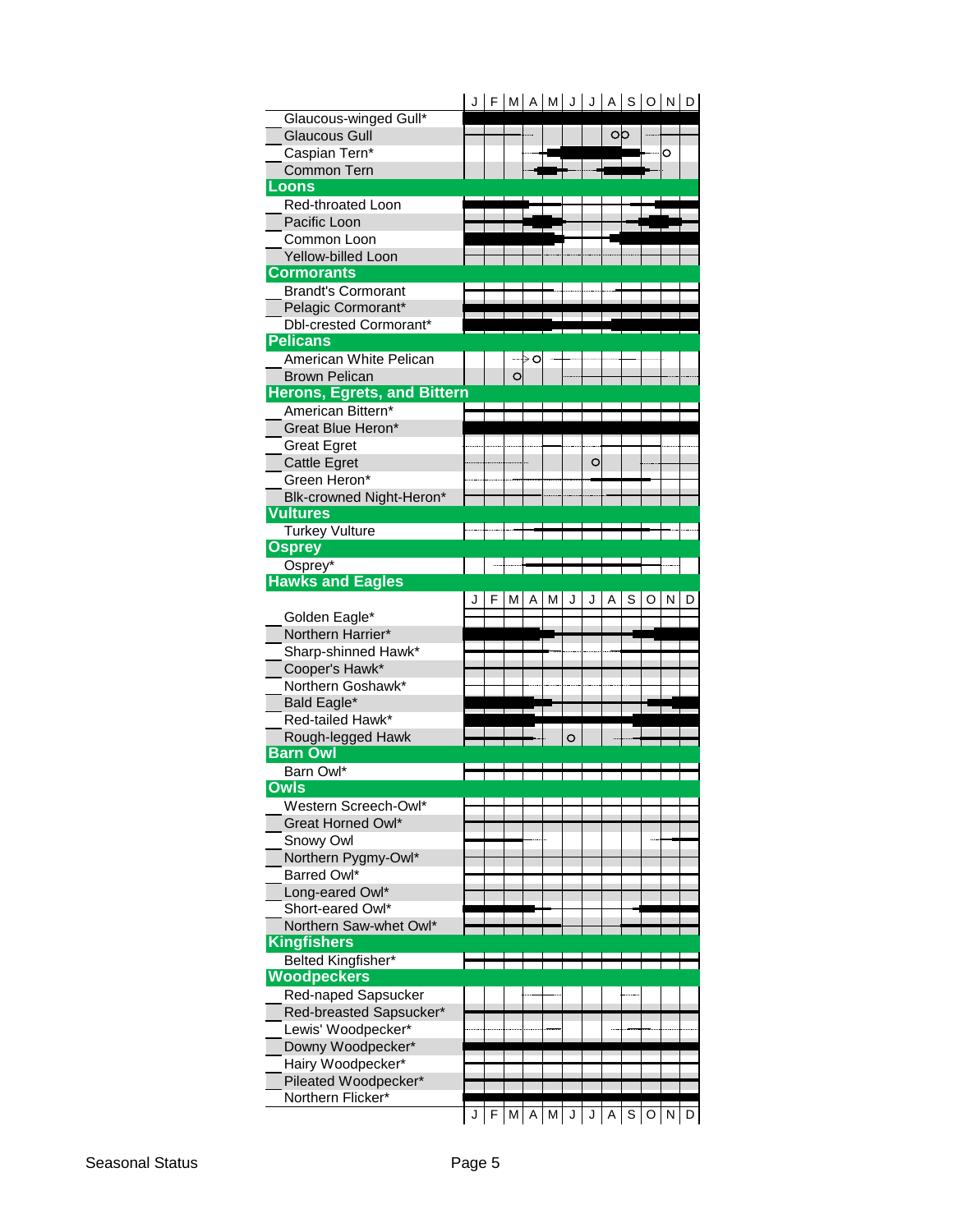| | J | F | M | A | M | J | J | A | S | O | N | D |
|---|---|---|---|---|---|---|---|---|---|---|---|---|
| Glaucous-winged Gull* | | | | | | | | | | | | |
| Glaucous Gull | | | | | | | | oo | | | | |
| Caspian Tern* | | | | | | | | | | o | | |
| Common Tern | | | | | | | | | | | | |
| **Loons** | | | | | | | | | | | | |
| Red-throated Loon | | | | | | | | | | | | |
| Pacific Loon | | | | | | | | | | | | |
| Common Loon | | | | | | | | | | | | |
| Yellow-billed Loon | | | | | | | | | | | | |
| **Cormorants** | | | | | | | | | | | | |
| Brandt's Cormorant | | | | | | | | | | | | |
| Pelagic Cormorant* | | | | | | | | | | | | |
| Dbl-crested Cormorant* | | | | | | | | | | | | |
| **Pelicans** | | | | | | | | | | | | |
| American White Pelican | | | | ---> o | | | | | | | | |
| Brown Pelican | | | o | | | | | | | | | |
| **Herons, Egrets, and Bittern** | | | | | | | | | | | | |
| American Bittern* | | | | | | | | | | | | |
| Great Blue Heron* | | | | | | | | | | | | |
| Great Egret | | | | | | | | | | | | |
| Cattle Egret | | | | | | | o | | | | | |
| Green Heron* | | | | | | | | | | | | |
| Blk-crowned Night-Heron* | | | | | | | | | | | | |
| **Vultures** | | | | | | | | | | | | |
| Turkey Vulture | | | | | | | | | | | | |
| **Osprey** | | | | | | | | | | | | |
| Osprey* | | | | | | | | | | | | |
| **Hawks and Eagles** | | | | | | | | | | | | |
| Golden Eagle* | | | | | | | | | | | | |
| Northern Harrier* | | | | | | | | | | | | |
| Sharp-shinned Hawk* | | | | | | | | | | | | |
| Cooper's Hawk* | | | | | | | | | | | | |
| Northern Goshawk* | | | | | | | | | | | | |
| Bald Eagle* | | | | | | | | | | | | |
| Red-tailed Hawk* | | | | | | | | | | | | |
| Rough-legged Hawk | | | | | | o | | | | | | |
| **Barn Owl** | | | | | | | | | | | | |
| Barn Owl* | | | | | | | | | | | | |
| **Owls** | | | | | | | | | | | | |
| Western Screech-Owl* | | | | | | | | | | | | |
| Great Horned Owl* | | | | | | | | | | | | |
| Snowy Owl | | | | | | | | | | | | |
| Northern Pygmy-Owl* | | | | | | | | | | | | |
| Barred Owl* | | | | | | | | | | | | |
| Long-eared Owl* | | | | | | | | | | | | |
| Short-eared Owl* | | | | | | | | | | | | |
| Northern Saw-whet Owl* | | | | | | | | | | | | |
| **Kingfishers** | | | | | | | | | | | | |
| Belted Kingfisher* | | | | | | | | | | | | |
| **Woodpeckers** | | | | | | | | | | | | |
| Red-naped Sapsucker | | | | | | | | | | | | |
| Red-breasted Sapsucker* | | | | | | | | | | | | |
| Lewis' Woodpecker* | | | | | | | | | | | | |
| Downy Woodpecker* | | | | | | | | | | | | |
| Hairy Woodpecker* | | | | | | | | | | | | |
| Pileated Woodpecker* | | | | | | | | | | | | |
| Northern Flicker* | | | | | | | | | | | | |

Seasonal Status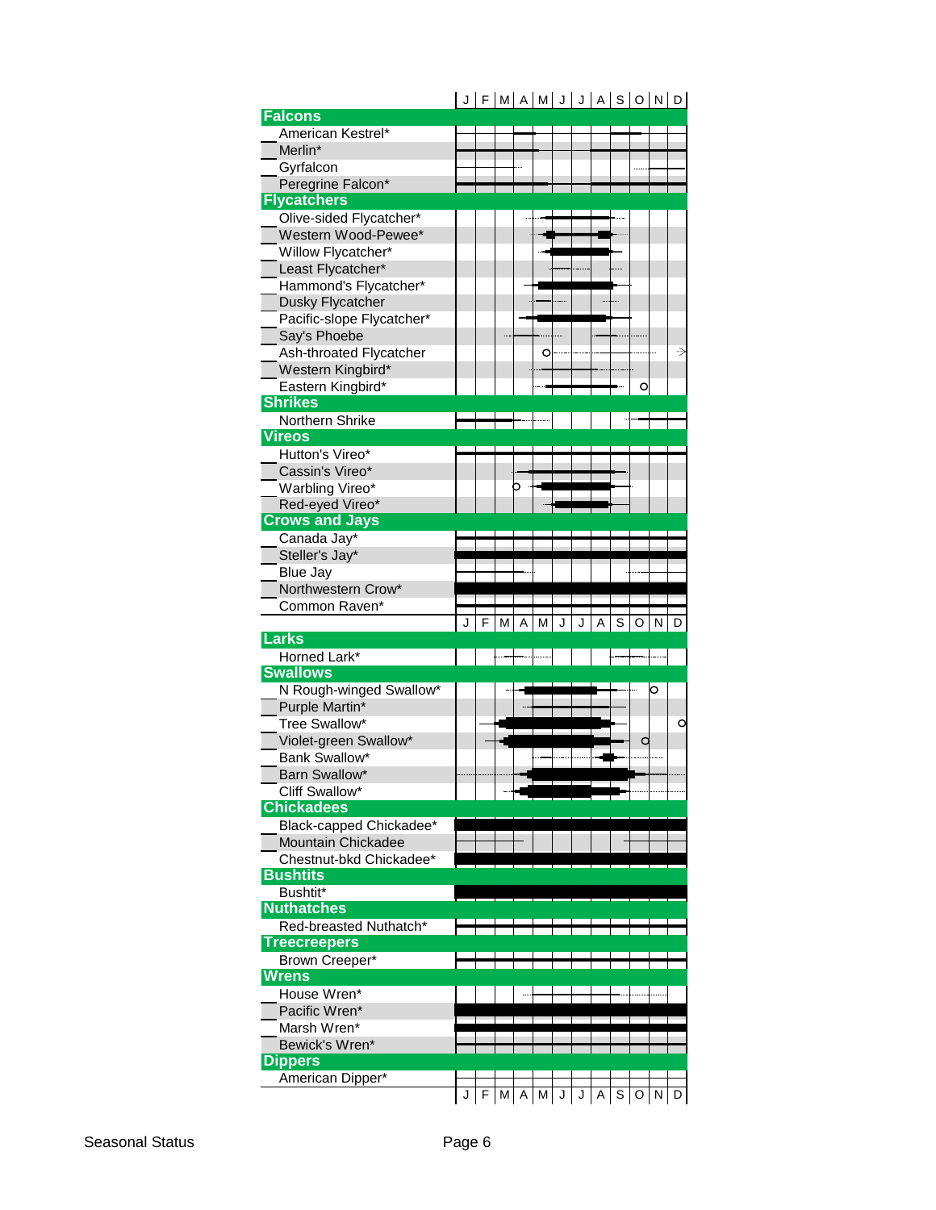| | J | F | M | A | M | J | J | A | S | O | N | D |
|---|---|---|---|---|---|---|---|---|---|---|---|---|
| **Falcons** | | | | | | | | | | | | |
| American Kestrel* | | | | | | | | | | | | |
| Merlin* | | | | | | | | | | | | |
| Gyrfalcon | | | | | | | | | | | | |
| Peregrine Falcon* | | | | | | | | | | | | |
| **Flycatchers** | | | | | | | | | | | | |
| Olive-sided Flycatcher* | | | | | | | | | | | | |
| Western Wood-Pewee* | | | | | | | | | | | | |
| Willow Flycatcher* | | | | | | | | | | | | |
| Least Flycatcher* | | | | | | | | | | | | |
| Hammond's Flycatcher* | | | | | | | | | | | | |
| Dusky Flycatcher | | | | | | | | | | | | |
| Pacific-slope Flycatcher* | | | | | | | | | | | | |
| Say's Phoebe | | | | | | | | | | | | |
| Ash-throated Flycatcher | | | | | | | | | | | | |
| Western Kingbird* | | | | | | | | | | | | |
| Eastern Kingbird* | | | | | | | | | | | | |
| **Shrikes** | | | | | | | | | | | | |
| Northern Shrike | | | | | | | | | | | | |
| **Vireos** | | | | | | | | | | | | |
| Hutton's Vireo* | | | | | | | | | | | | |
| Cassin's Vireo* | | | | | | | | | | | | |
| Warbling Vireo* | | | | | | | | | | | | |
| Red-eyed Vireo* | | | | | | | | | | | | |
| **Crows and Jays** | | | | | | | | | | | | |
| Canada Jay* | | | | | | | | | | | | |
| Steller's Jay* | | | | | | | | | | | | |
| Blue Jay | | | | | | | | | | | | |
| Northwestern Crow* | | | | | | | | | | | | |
| Common Raven* | | | | | | | | | | | | |

| | J | F | M | A | M | J | J | A | S | O | N | D |
|---|---|---|---|---|---|---|---|---|---|---|---|---|
| **Larks** | | | | | | | | | | | | |
| Horned Lark* | | | | | | | | | | | | |
| **Swallows** | | | | | | | | | | | | |
| N Rough-winged Swallow* | | | | | | | | | | | | |
| Purple Martin* | | | | | | | | | | | | |
| Tree Swallow* | | | | | | | | | | | | |
| Violet-green Swallow* | | | | | | | | | | | | |
| Bank Swallow* | | | | | | | | | | | | |
| Barn Swallow* | | | | | | | | | | | | |
| Cliff Swallow* | | | | | | | | | | | | |
| **Chickadees** | | | | | | | | | | | | |
| Black-capped Chickadee* | | | | | | | | | | | | |
| Mountain Chickadee | | | | | | | | | | | | |
| Chestnut-bkd Chickadee* | | | | | | | | | | | | |
| **Bushtits** | | | | | | | | | | | | |
| Bushtit* | | | | | | | | | | | | |
| **Nuthatches** | | | | | | | | | | | | |
| Red-breasted Nuthatch* | | | | | | | | | | | | |
| **Treecreepers** | | | | | | | | | | | | |
| Brown Creeper* | | | | | | | | | | | | |
| **Wrens** | | | | | | | | | | | | |
| House Wren* | | | | | | | | | | | | |
| Pacific Wren* | | | | | | | | | | | | |
| Marsh Wren* | | | | | | | | | | | | |
| Bewick's Wren* | | | | | | | | | | | | |
| **Dippers** | | | | | | | | | | | | |
| American Dipper* | | | | | | | | | | | | |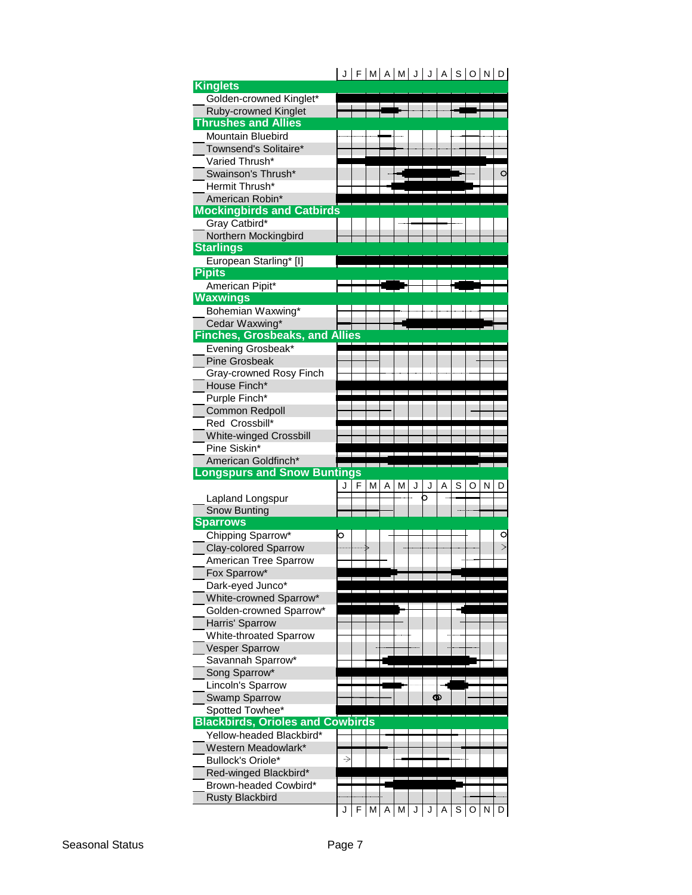| | J | F | M | A | M | J | J | A | S | O | N | D |
|---|---|---|---|---|---|---|---|---|---|---|---|---|
| **Kinglets** | | | | | | | | | | | | |
| Golden-crowned Kinglet* | | | | | | | | | | | | |
| Ruby-crowned Kinglet | | | | | | | | | | | | |
| **Thrushes and Allies** | | | | | | | | | | | | |
| Mountain Bluebird | | | | | | | | | | | | |
| Townsend's Solitaire* | | | | | | | | | | | | |
| Varied Thrush* | | | | | | | | | | | | |
| Swainson's Thrush* | | | | | | | | | | | | o |
| Hermit Thrush* | | | | | | | | | | | | |
| American Robin* | | | | | | | | | | | | |
| **Mockingbirds and Catbirds** | | | | | | | | | | | | |
| Gray Catbird* | | | | | | | | | | | | |
| Northern Mockingbird | | | | | | | | | | | | |
| **Starlings** | | | | | | | | | | | | |
| European Starling* [I] | | | | | | | | | | | | |
| **Pipits** | | | | | | | | | | | | |
| American Pipit* | | | | | | | | | | | | |
| **Waxwings** | | | | | | | | | | | | |
| Bohemian Waxwing* | | | | | | | | | | | | |
| Cedar Waxwing* | | | | | | | | | | | | |
| **Finches, Grosbeaks, and Allies** | | | | | | | | | | | | |
| Evening Grosbeak* | | | | | | | | | | | | |
| Pine Grosbeak | | | | | | | | | | | | |
| Gray-crowned Rosy Finch | | | | | | | | | | | | |
| House Finch* | | | | | | | | | | | | |
| Purple Finch* | | | | | | | | | | | | |
| Common Redpoll | | | | | | | | | | | | |
| Red Crossbill* | | | | | | | | | | | | |
| White-winged Crossbill | | | | | | | | | | | | |
| Pine Siskin* | | | | | | | | | | | | |
| American Goldfinch* | | | | | | | | | | | | |
| **Longspurs and Snow Buntings** | | | | | | | | | | | | |
| Lapland Longspur | | | | | | | o | | | | | |
| Snow Bunting | | | | | | | | | | | | |
| **Sparrows** | | | | | | | | | | | | |
| Chipping Sparrow* | o | | | | | | | | | | | o |
| Clay-colored Sparrow | | > | | | | | | | | | | > |
| American Tree Sparrow | | | | | | | | | | | | |
| Fox Sparrow* | | | | | | | | | | | | |
| Dark-eyed Junco* | | | | | | | | | | | | |
| White-crowned Sparrow* | | | | | | | | | | | | |
| Golden-crowned Sparrow* | | | | | | | | | | | | |
| Harris' Sparrow | | | | | | | | | | | | |
| White-throated Sparrow | | | | | | | | | | | | |
| Vesper Sparrow | | | | | | | | | | | | |
| Savannah Sparrow* | | | | | | | | | | | | |
| Song Sparrow* | | | | | | | | | | | | |
| Lincoln's Sparrow | | | | | | | | | | | | |
| Swamp Sparrow | | | | | | | | oo | | | | |
| Spotted Towhee* | | | | | | | | | | | | |
| **Blackbirds, Orioles and Cowbirds** | | | | | | | | | | | | |
| Yellow-headed Blackbird* | | | | | | | | | | | | |
| Western Meadowlark* | | | | | | | | | | | | |
| Bullock's Oriole* | > | | | | | | | | | | | |
| Red-winged Blackbird* | | | | | | | | | | | | |
| Brown-headed Cowbird* | | | | | | | | | | | | |
| Rusty Blackbird | | | | | | | | | | | | |

Seasonal Status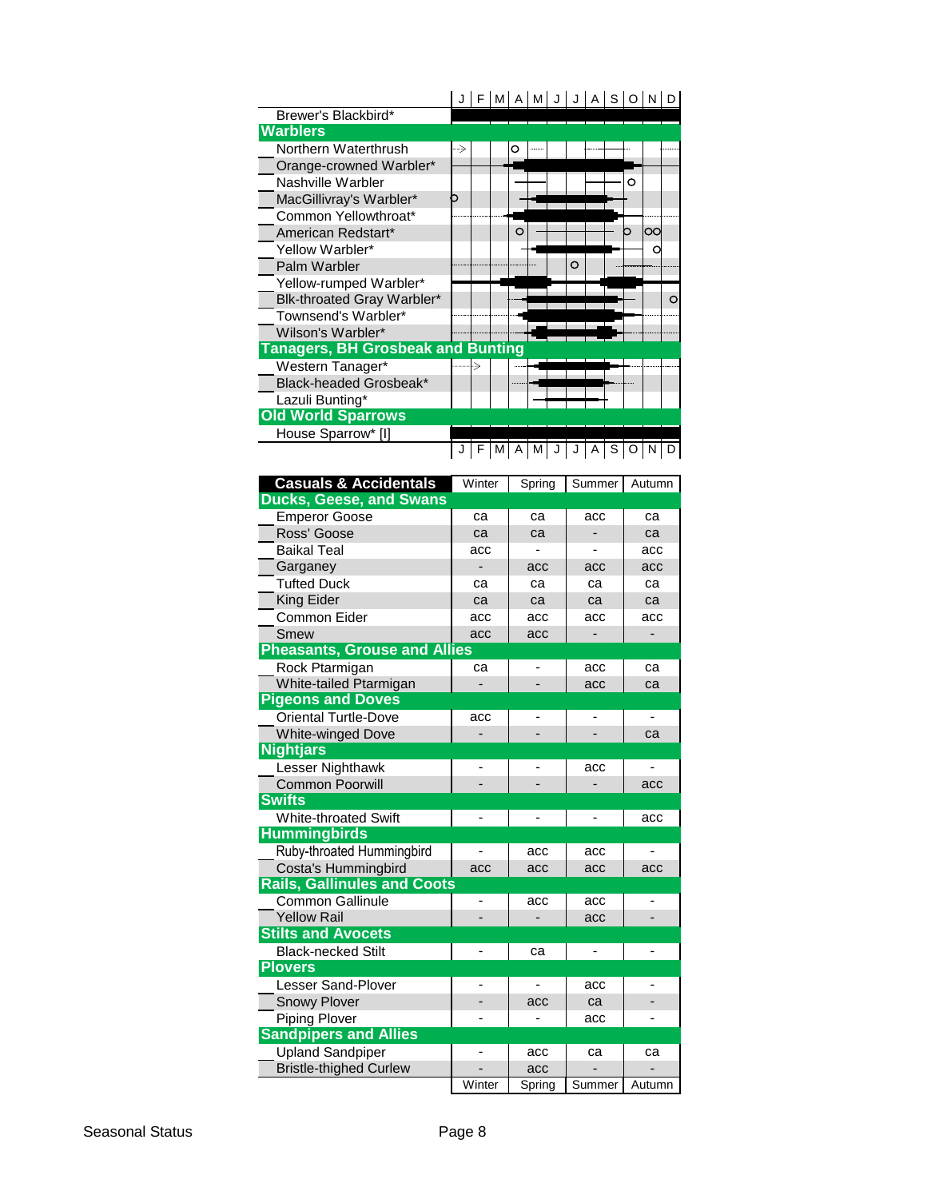| | J | F | M | A | M | J | J | A | S | O | N | D |
|---|---|---|---|---|---|---|---|---|---|---|---|---|
| Brewer's Blackbird* | | | | | | | | | | | | |
| **Warblers** | | | | | | | | | | | | |
| Northern Waterthrush | | | | | | | | | | | | |
| Orange-crowned Warbler* | | | | | | | | | | | | |
| Nashville Warbler | | | | | | | | | | | | |
| MacGillivray's Warbler* | | | | | | | | | | | | |
| Common Yellowthroat* | | | | | | | | | | | | |
| American Redstart* | | | | | | | | | | | | |
| Yellow Warbler* | | | | | | | | | | | | |
| Palm Warbler | | | | | | | | | | | | |
| Yellow-rumped Warbler* | | | | | | | | | | | | |
| Blk-throated Gray Warbler* | | | | | | | | | | | | |
| Townsend's Warbler* | | | | | | | | | | | | |
| Wilson's Warbler* | | | | | | | | | | | | |
| **Tanagers, BH Grosbeak and Bunting** | | | | | | | | | | | | |
| Western Tanager* | | | | | | | | | | | | |
| Black-headed Grosbeak* | | | | | | | | | | | | |
| Lazuli Bunting* | | | | | | | | | | | | |
| **Old World Sparrows** | | | | | | | | | | | | |
| House Sparrow* [I] | | | | | | | | | | | | |

| Casuals & Accidentals | Winter | Spring | Summer | Autumn |
|---|---|---|---|---|
| **Ducks, Geese, and Swans** | | | | |
| Emperor Goose | ca | ca | acc | ca |
| Ross' Goose | ca | ca | - | ca |
| Baikal Teal | acc | - | - | acc |
| Garganey | - | acc | acc | acc |
| Tufted Duck | ca | ca | ca | ca |
| King Eider | ca | ca | ca | ca |
| Common Eider | acc | acc | acc | acc |
| Smew | acc | acc | - | - |
| **Pheasants, Grouse and Allies** | | | | |
| Rock Ptarmigan | ca | - | acc | ca |
| White-tailed Ptarmigan | - | - | acc | ca |
| **Pigeons and Doves** | | | | |
| Oriental Turtle-Dove | acc | - | - | - |
| White-winged Dove | - | - | - | ca |
| **Nightjars** | | | | |
| Lesser Nighthawk | - | - | acc | - |
| Common Poorwill | - | - | - | acc |
| **Swifts** | | | | |
| White-throated Swift | - | - | - | acc |
| **Hummingbirds** | | | | |
| Ruby-throated Hummingbird | - | acc | acc | - |
| Costa's Hummingbird | acc | acc | acc | acc |
| **Rails, Gallinules and Coots** | | | | |
| Common Gallinule | - | acc | acc | - |
| Yellow Rail | - | - | acc | - |
| **Stilts and Avocets** | | | | |
| Black-necked Stilt | - | ca | - | - |
| **Plovers** | | | | |
| Lesser Sand-Plover | - | - | acc | - |
| Snowy Plover | - | acc | ca | - |
| Piping Plover | - | - | acc | - |
| **Sandpipers and Allies** | | | | |
| Upland Sandpiper | - | acc | ca | ca |
| Bristle-thighed Curlew | - | acc | - | - |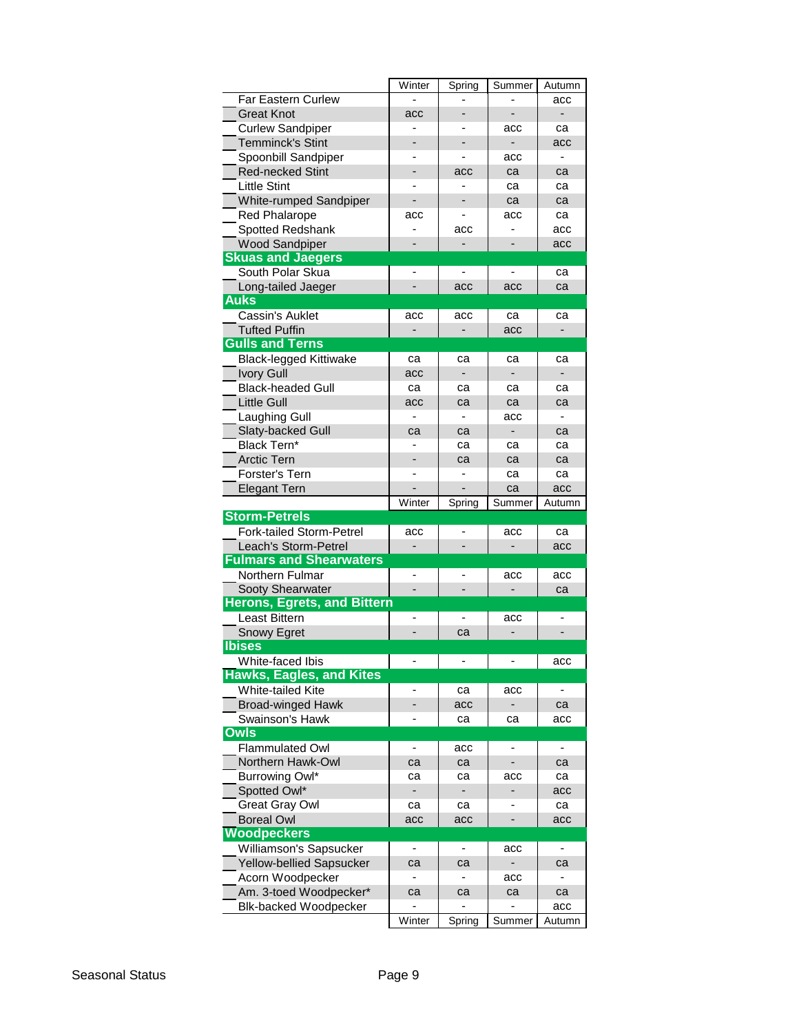| | Winter | Spring | Summer | Autumn |
|---|---|---|---|---|
| Far Eastern Curlew | - | - | - | acc |
| Great Knot | acc | - | - | - |
| Curlew Sandpiper | - | - | acc | ca |
| Temminck's Stint | - | - | - | acc |
| Spoonbill Sandpiper | - | - | acc | - |
| Red-necked Stint | - | acc | ca | ca |
| Little Stint | - | - | ca | ca |
| White-rumped Sandpiper | - | - | ca | ca |
| Red Phalarope | acc | - | acc | ca |
| Spotted Redshank | - | acc | - | acc |
| Wood Sandpiper | - | - | - | acc |
| **Skuas and Jaegers** | | | | |
| South Polar Skua | - | - | - | ca |
| Long-tailed Jaeger | - | acc | acc | ca |
| **Auks** | | | | |
| Cassin's Auklet | acc | acc | ca | ca |
| Tufted Puffin | - | - | acc | - |
| **Gulls and Terns** | | | | |
| Black-legged Kittiwake | ca | ca | ca | ca |
| Ivory Gull | acc | - | - | - |
| Black-headed Gull | ca | ca | ca | ca |
| Little Gull | acc | ca | ca | ca |
| Laughing Gull | - | - | acc | - |
| Slaty-backed Gull | ca | ca | - | ca |
| Black Tern* | - | ca | ca | ca |
| Arctic Tern | - | ca | ca | ca |
| Forster's Tern | - | - | ca | ca |
| Elegant Tern | - | - | ca | acc |
| | Winter | Spring | Summer | Autumn |
| **Storm-Petrels** | | | | |
| Fork-tailed Storm-Petrel | acc | - | acc | ca |
| Leach's Storm-Petrel | - | - | - | acc |
| **Fulmars and Shearwaters** | | | | |
| Northern Fulmar | - | - | acc | acc |
| Sooty Shearwater | - | - | - | ca |
| **Herons, Egrets, and Bittern** | | | | |
| Least Bittern | - | - | acc | - |
| Snowy Egret | - | ca | - | - |
| **Ibises** | | | | |
| White-faced Ibis | - | - | - | acc |
| **Hawks, Eagles, and Kites** | | | | |
| White-tailed Kite | - | ca | acc | - |
| Broad-winged Hawk | - | acc | - | ca |
| Swainson's Hawk | - | ca | ca | acc |
| **Owls** | | | | |
| Flammulated Owl | - | acc | - | - |
| Northern Hawk-Owl | ca | ca | - | ca |
| Burrowing Owl* | ca | ca | acc | ca |
| Spotted Owl* | - | - | - | acc |
| Great Gray Owl | ca | ca | - | ca |
| Boreal Owl | acc | acc | - | acc |
| **Woodpeckers** | | | | |
| Williamson's Sapsucker | - | - | acc | - |
| Yellow-bellied Sapsucker | ca | ca | - | ca |
| Acorn Woodpecker | - | - | acc | - |
| Am. 3-toed Woodpecker* | ca | ca | ca | ca |
| Blk-backed Woodpecker | - | - | - | acc |
| | Winter | Spring | Summer | Autumn |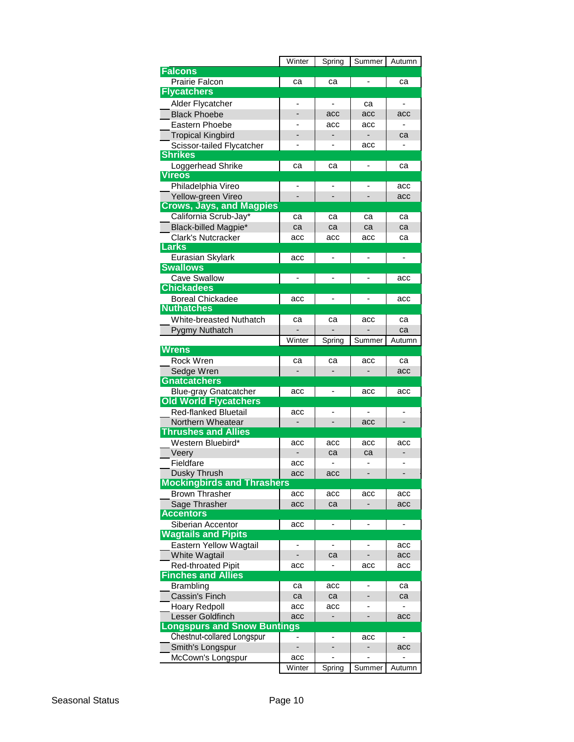| | Winter | Spring | Summer | Autumn |
|---|---|---|---|---|
| **Falcons** | | | | |
| Prairie Falcon | ca | ca | - | ca |
| **Flycatchers** | | | | |
| Alder Flycatcher | - | - | ca | - |
| Black Phoebe | - | acc | acc | acc |
| Eastern Phoebe | - | acc | acc | - |
| Tropical Kingbird | - | - | - | ca |
| Scissor-tailed Flycatcher | - | - | acc | - |
| **Shrikes** | | | | |
| Loggerhead Shrike | ca | ca | - | ca |
| **Vireos** | | | | |
| Philadelphia Vireo | - | - | - | acc |
| Yellow-green Vireo | - | - | - | acc |
| **Crows, Jays, and Magpies** | | | | |
| California Scrub-Jay* | ca | ca | ca | ca |
| Black-billed Magpie* | ca | ca | ca | ca |
| Clark's Nutcracker | acc | acc | acc | ca |
| **Larks** | | | | |
| Eurasian Skylark | acc | - | - | - |
| **Swallows** | | | | |
| Cave Swallow | - | - | - | acc |
| **Chickadees** | | | | |
| Boreal Chickadee | acc | - | - | acc |
| **Nuthatches** | | | | |
| White-breasted Nuthatch | ca | ca | acc | ca |
| Pygmy Nuthatch | - | - | - | ca |
| **Wrens** | | | | |
| Rock Wren | ca | ca | acc | ca |
| Sedge Wren | - | - | - | acc |
| **Gnatcatchers** | | | | |
| Blue-gray Gnatcatcher | acc | - | acc | acc |
| **Old World Flycatchers** | | | | |
| Red-flanked Bluetail | acc | - | - | - |
| Northern Wheatear | - | - | acc | - |
| **Thrushes and Allies** | | | | |
| Western Bluebird* | acc | acc | acc | acc |
| Veery | - | ca | ca | - |
| Fieldfare | acc | - | - | - |
| Dusky Thrush | acc | acc | - | - |
| **Mockingbirds and Thrashers** | | | | |
| Brown Thrasher | acc | acc | acc | acc |
| Sage Thrasher | acc | ca | - | acc |
| **Accentors** | | | | |
| Siberian Accentor | acc | - | - | - |
| **Wagtails and Pipits** | | | | |
| Eastern Yellow Wagtail | - | - | - | acc |
| White Wagtail | - | ca | - | acc |
| Red-throated Pipit | acc | - | acc | acc |
| **Finches and Allies** | | | | |
| Brambling | ca | acc | - | ca |
| Cassin's Finch | ca | ca | - | ca |
| Hoary Redpoll | acc | acc | - | - |
| Lesser Goldfinch | acc | - | - | acc |
| **Longspurs and Snow Buntings** | | | | |
| Chestnut-collared Longspur | - | - | acc | - |
| Smith's Longspur | - | - | - | acc |
| McCown's Longspur | acc | - | - | - |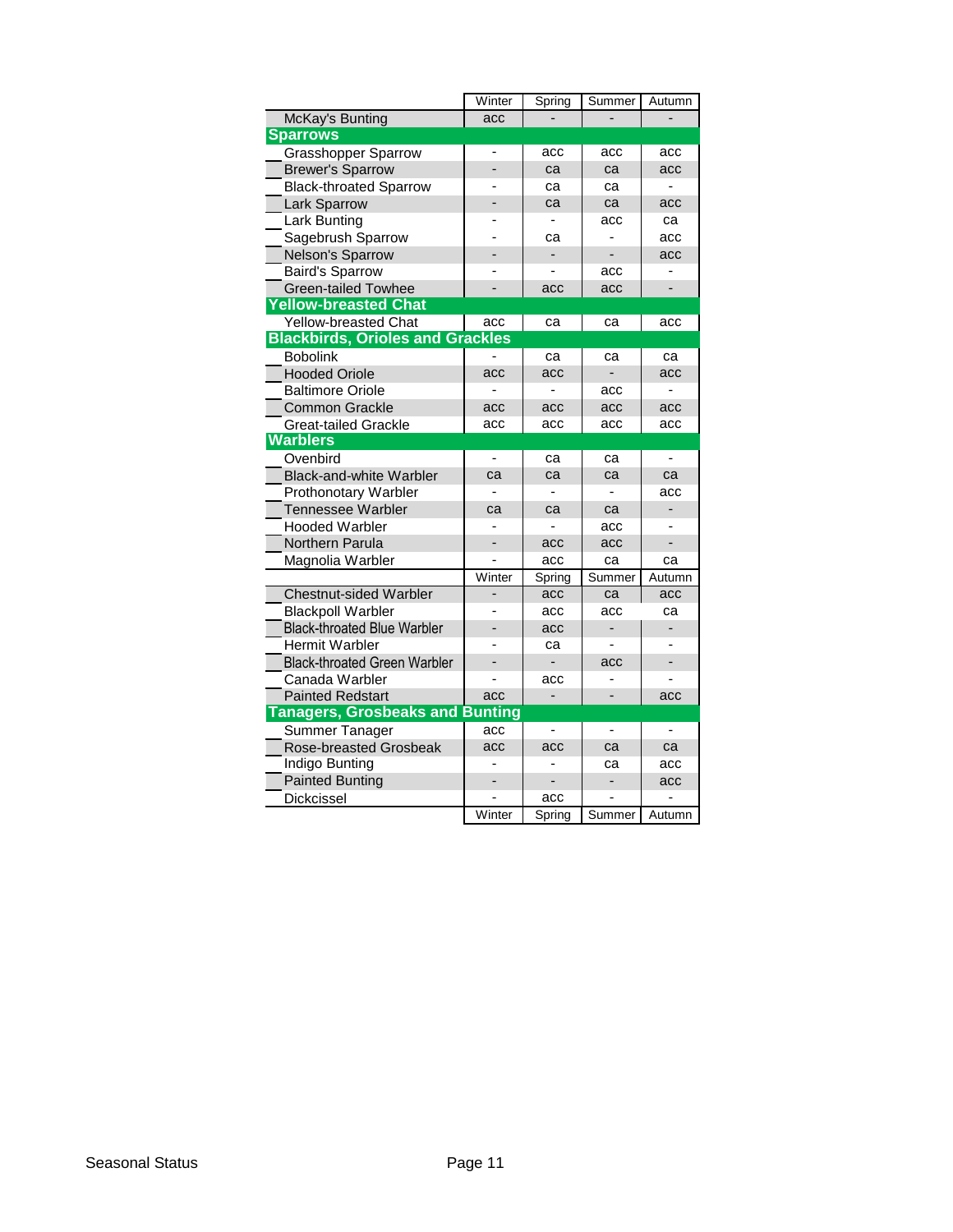| | Winter | Spring | Summer | Autumn |
|---|---|---|---|---|
| McKay's Bunting | acc | - | - | - |
| **Sparrows** | | | | |
| Grasshopper Sparrow | - | acc | acc | acc |
| Brewer's Sparrow | - | ca | ca | acc |
| Black-throated Sparrow | - | ca | ca | - |
| Lark Sparrow | - | ca | ca | acc |
| Lark Bunting | - | - | acc | ca |
| Sagebrush Sparrow | - | ca | - | acc |
| Nelson's Sparrow | - | - | - | acc |
| Baird's Sparrow | - | - | acc | - |
| Green-tailed Towhee | - | acc | acc | - |
| **Yellow-breasted Chat** | | | | |
| Yellow-breasted Chat | acc | ca | ca | acc |
| **Blackbirds, Orioles and Grackles** | | | | |
| Bobolink | - | ca | ca | ca |
| Hooded Oriole | acc | acc | - | acc |
| Baltimore Oriole | - | - | acc | - |
| Common Grackle | acc | acc | acc | acc |
| Great-tailed Grackle | acc | acc | acc | acc |
| **Warblers** | | | | |
| Ovenbird | - | ca | ca | - |
| Black-and-white Warbler | ca | ca | ca | ca |
| Prothonotary Warbler | - | - | - | acc |
| Tennessee Warbler | ca | ca | ca | - |
| Hooded Warbler | - | - | acc | - |
| Northern Parula | - | acc | acc | - |
| Magnolia Warbler | - | acc | ca | ca |
| | Winter | Spring | Summer | Autumn |
| Chestnut-sided Warbler | - | acc | ca | acc |
| Blackpoll Warbler | - | acc | acc | ca |
| Black-throated Blue Warbler | - | acc | - | - |
| Hermit Warbler | - | ca | - | - |
| Black-throated Green Warbler | - | - | acc | - |
| Canada Warbler | - | acc | - | - |
| Painted Redstart | acc | - | - | acc |
| **Tanagers, Grosbeaks and Bunting** | | | | |
| Summer Tanager | acc | - | - | - |
| Rose-breasted Grosbeak | acc | acc | ca | ca |
| Indigo Bunting | - | - | ca | acc |
| Painted Bunting | - | - | - | acc |
| Dickcissel | - | acc | - | - |
| | Winter | Spring | Summer | Autumn |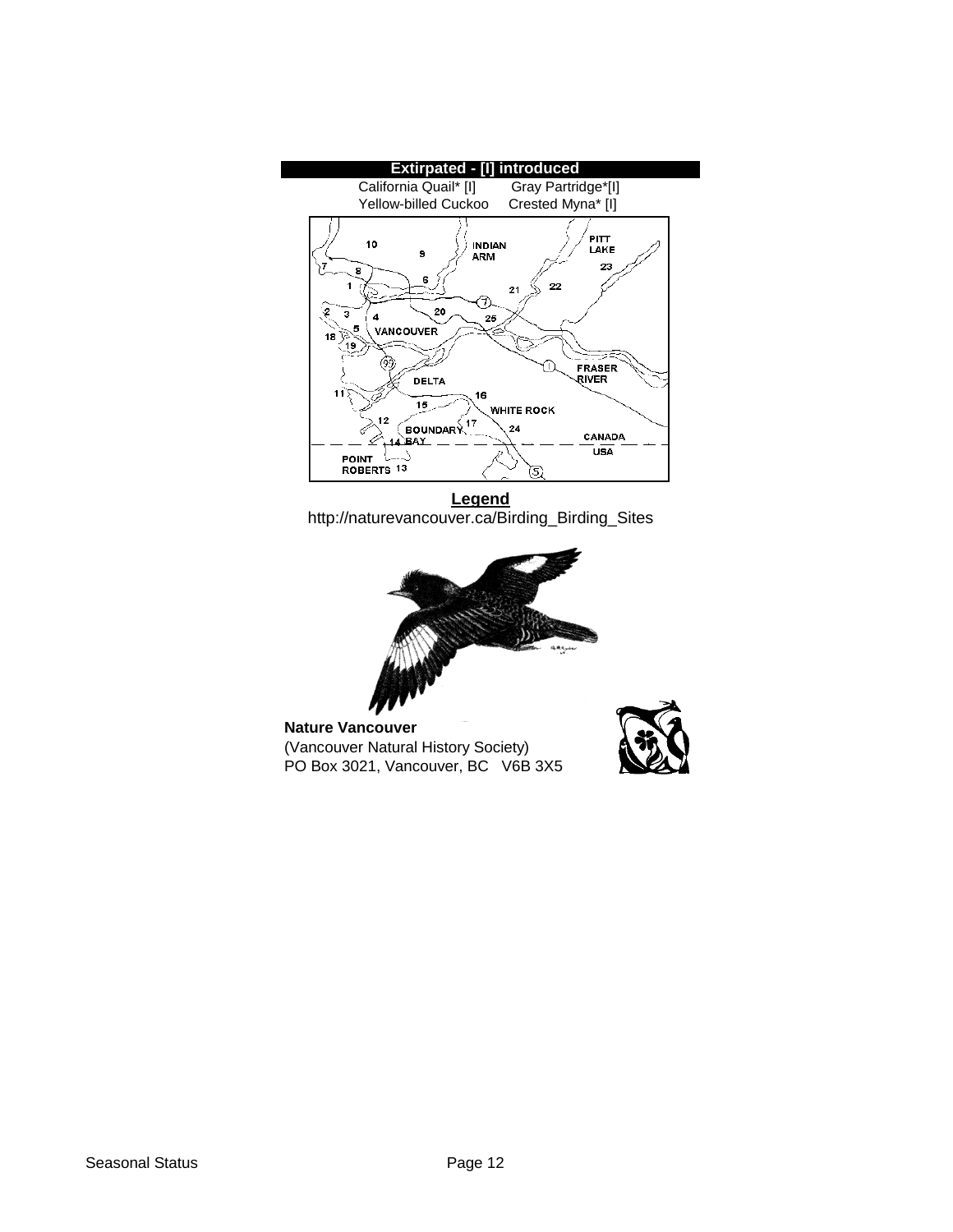## Extirpated - [I] introduced

| | |
|---|---|
| California Quail* [I] | Gray Partridge*[I] |
| Yellow-billed Cuckoo | Crested Myna* [I] |

10
9
INDIAN ARM
PITT LAKE
23
7
8
6
1
21
22
7
2
3
4
20
25
18
5
VANCOUVER
19
99
1
FRASER RIVER
DELTA
11
16
15
WHITE ROCK
12
17
BOUNDARY BAY
24
14
CANADA
USA
POINT ROBERTS 13
5

**Legend**
http://naturevancouver.ca/Birding_Birding_Sites

**Nature Vancouver**
(Vancouver Natural History Society)
PO Box 3021, Vancouver, BC V6B 3X5

Seasonal Status